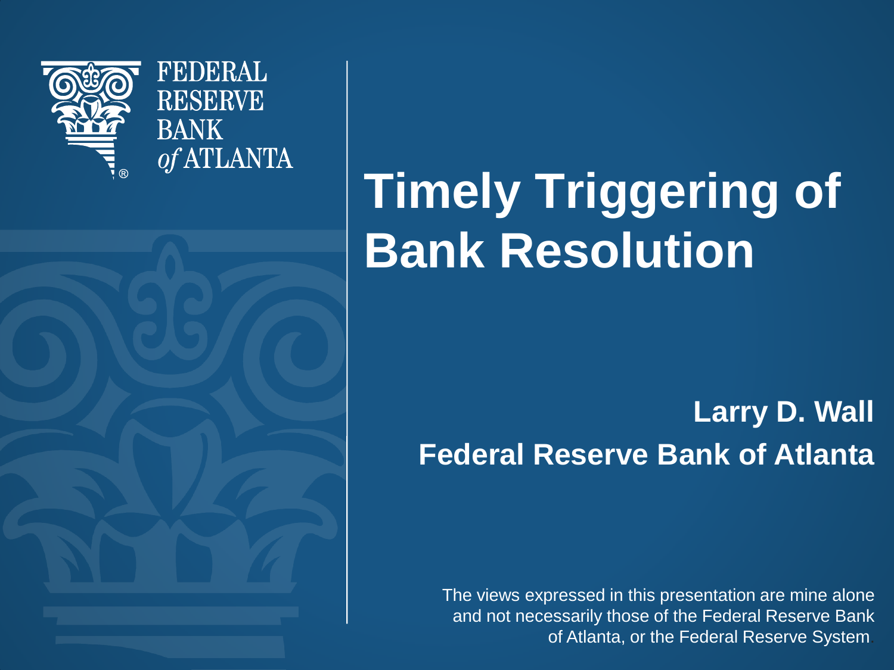FEDERAL RESERVE BANK of ATLANTA

# Timely Triggering of Bank Resolution

**Larry D. Wall**

**Federal Reserve Bank of Atlanta**

The views expressed in this presentation are mine alone and not necessarily those of the Federal Reserve Bank of Atlanta, or the Federal Reserve System.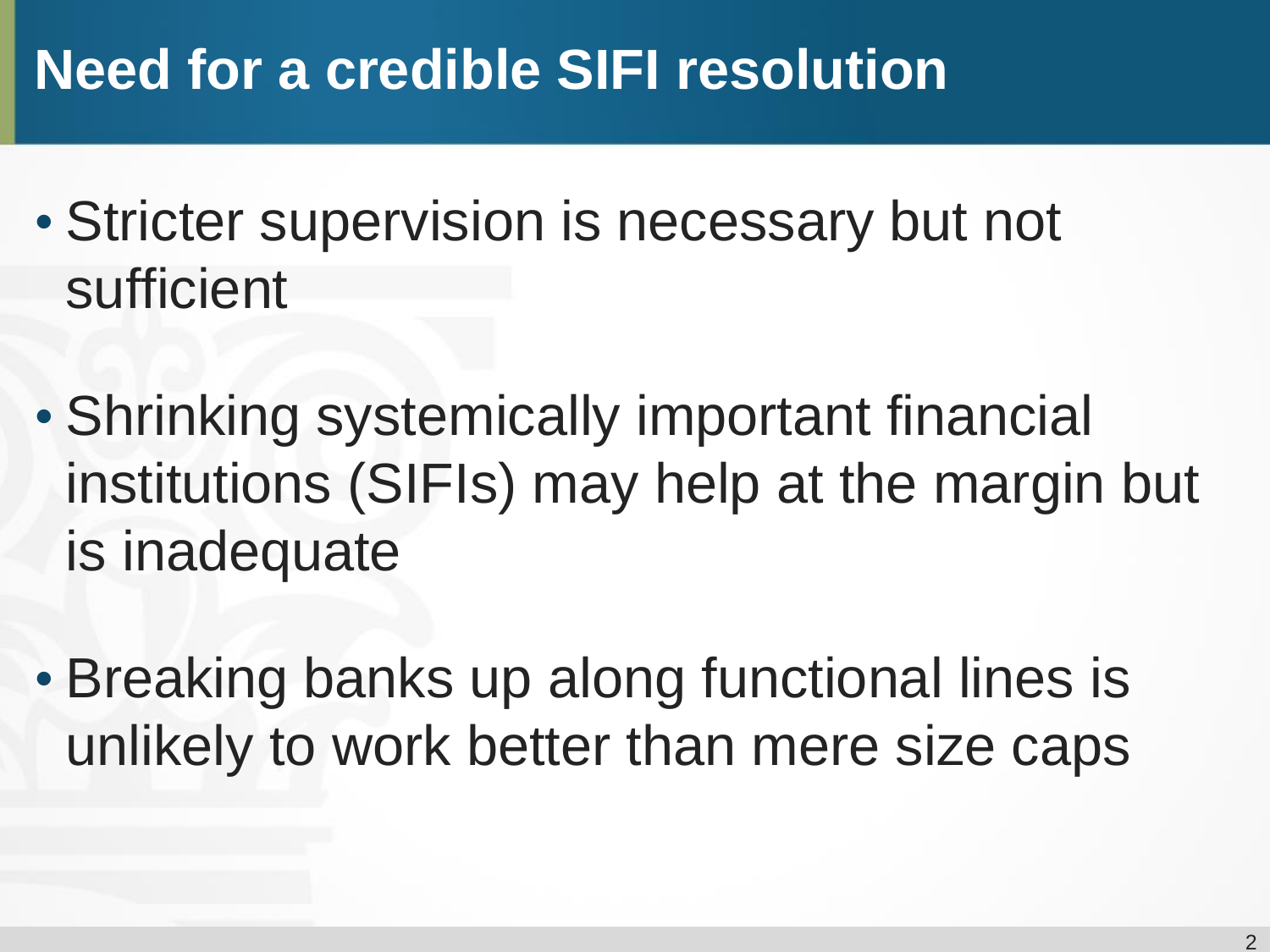# Need for a credible SIFI resolution

- Stricter supervision is necessary but not sufficient
- Shrinking systemically important financial institutions (SIFIs) may help at the margin but is inadequate
- Breaking banks up along functional lines is unlikely to work better than mere size caps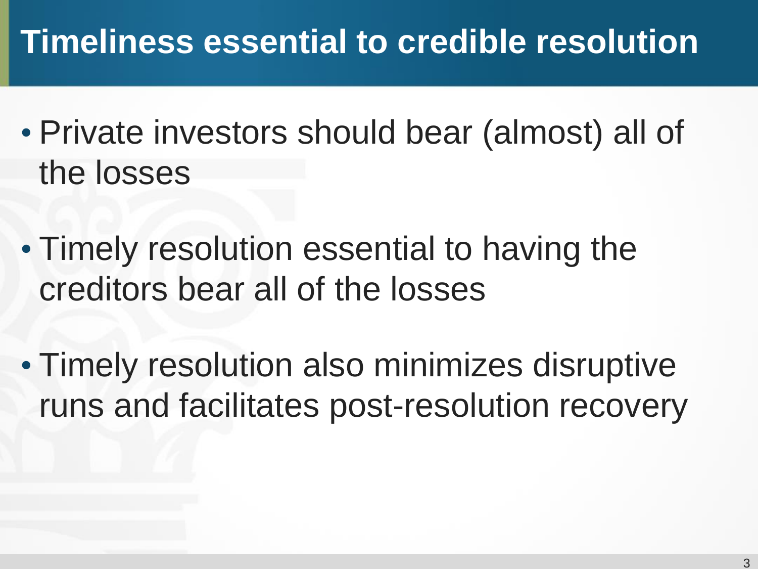# Timeliness essential to credible resolution

- Private investors should bear (almost) all of the losses
- Timely resolution essential to having the creditors bear all of the losses
- Timely resolution also minimizes disruptive runs and facilitates post-resolution recovery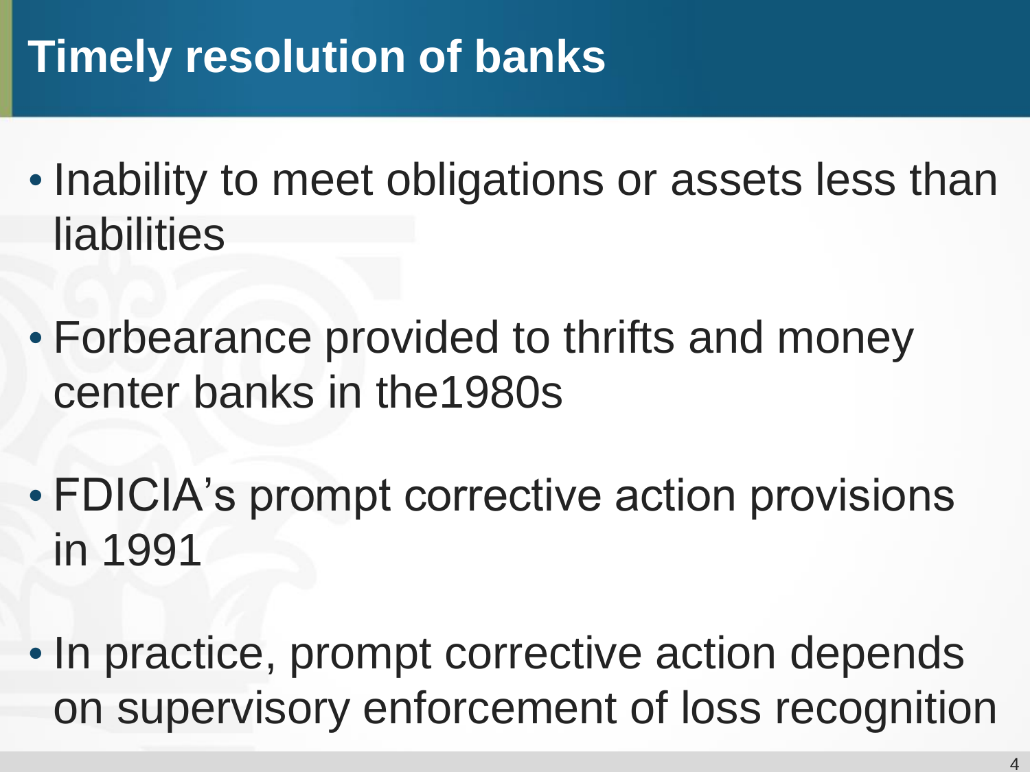# Timely resolution of banks

- Inability to meet obligations or assets less than liabilities
- Forbearance provided to thrifts and money center banks in the1980s
- FDICIA's prompt corrective action provisions in 1991
- In practice, prompt corrective action depends on supervisory enforcement of loss recognition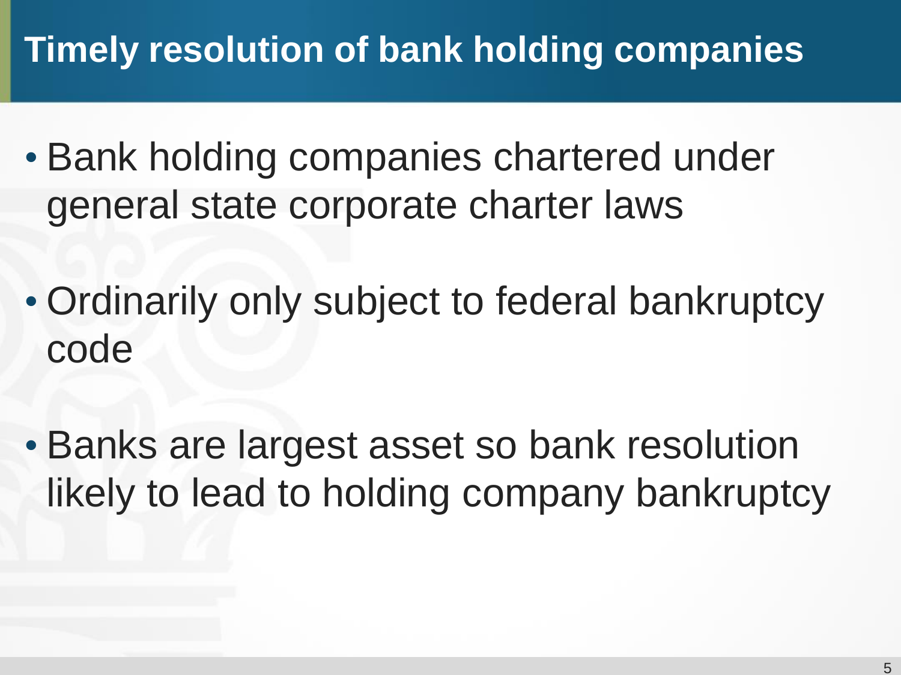# Timely resolution of bank holding companies

- Bank holding companies chartered under general state corporate charter laws
- Ordinarily only subject to federal bankruptcy code
- Banks are largest asset so bank resolution likely to lead to holding company bankruptcy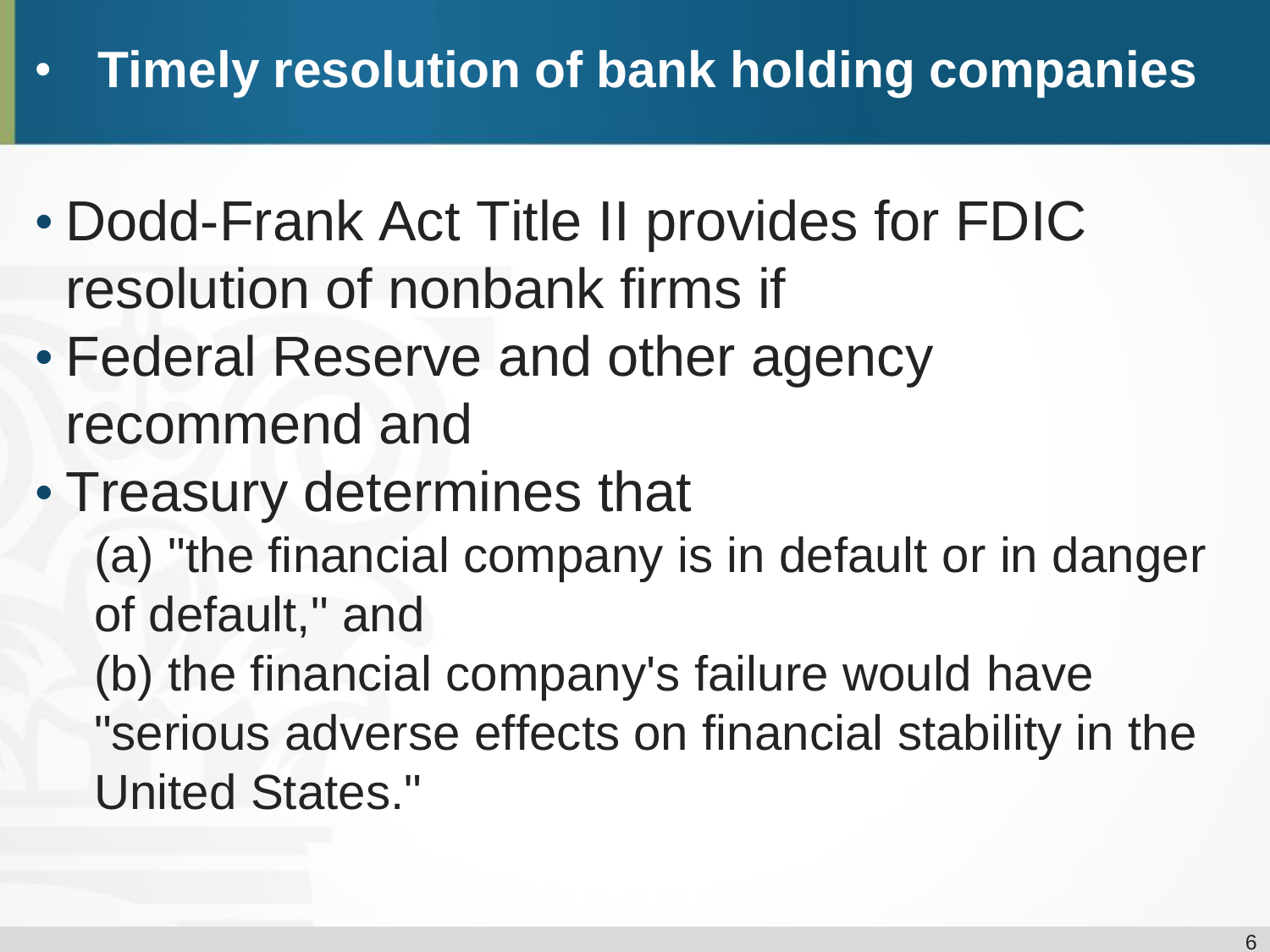## Timely resolution of bank holding companies

- Dodd-Frank Act Title II provides for FDIC resolution of nonbank firms if
- Federal Reserve and other agency recommend and
- Treasury determines that
  - (a) "the financial company is in default or in danger of default," and
  - (b) the financial company's failure would have "serious adverse effects on financial stability in the United States."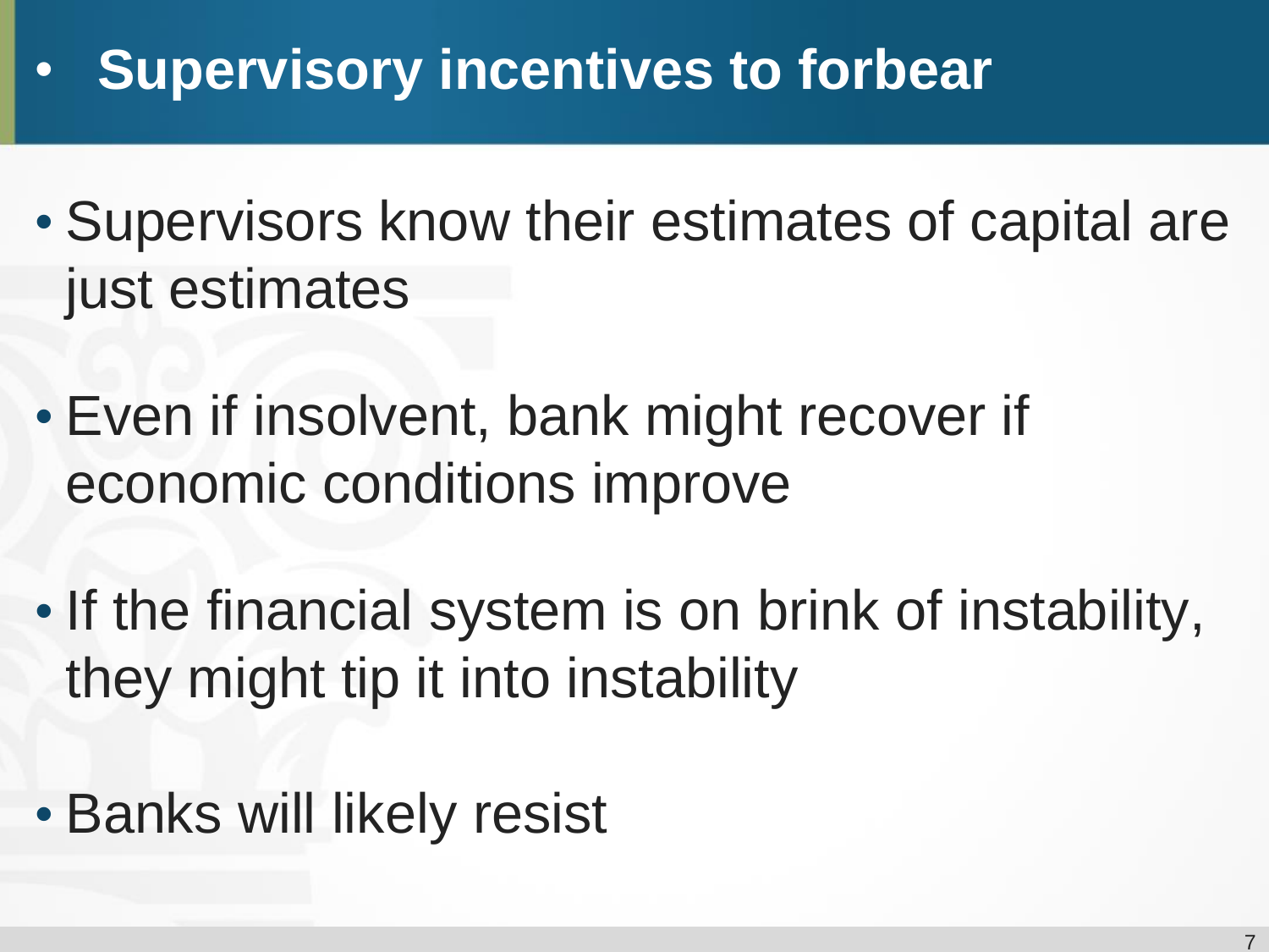# Supervisory incentives to forbear

- Supervisors know their estimates of capital are just estimates
- Even if insolvent, bank might recover if economic conditions improve
- If the financial system is on brink of instability, they might tip it into instability
- Banks will likely resist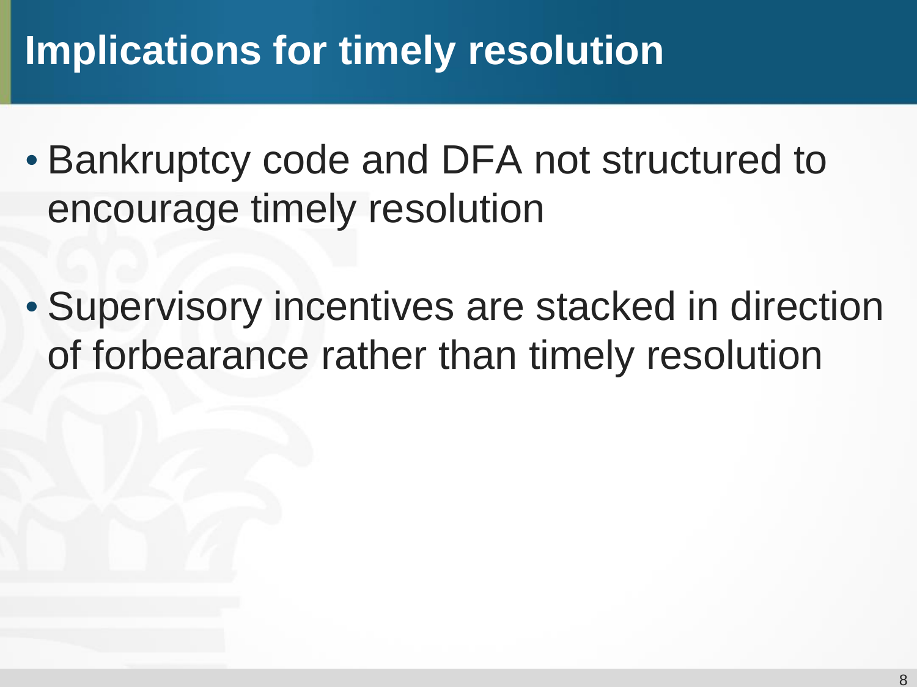# Implications for timely resolution

- Bankruptcy code and DFA not structured to encourage timely resolution
- Supervisory incentives are stacked in direction of forbearance rather than timely resolution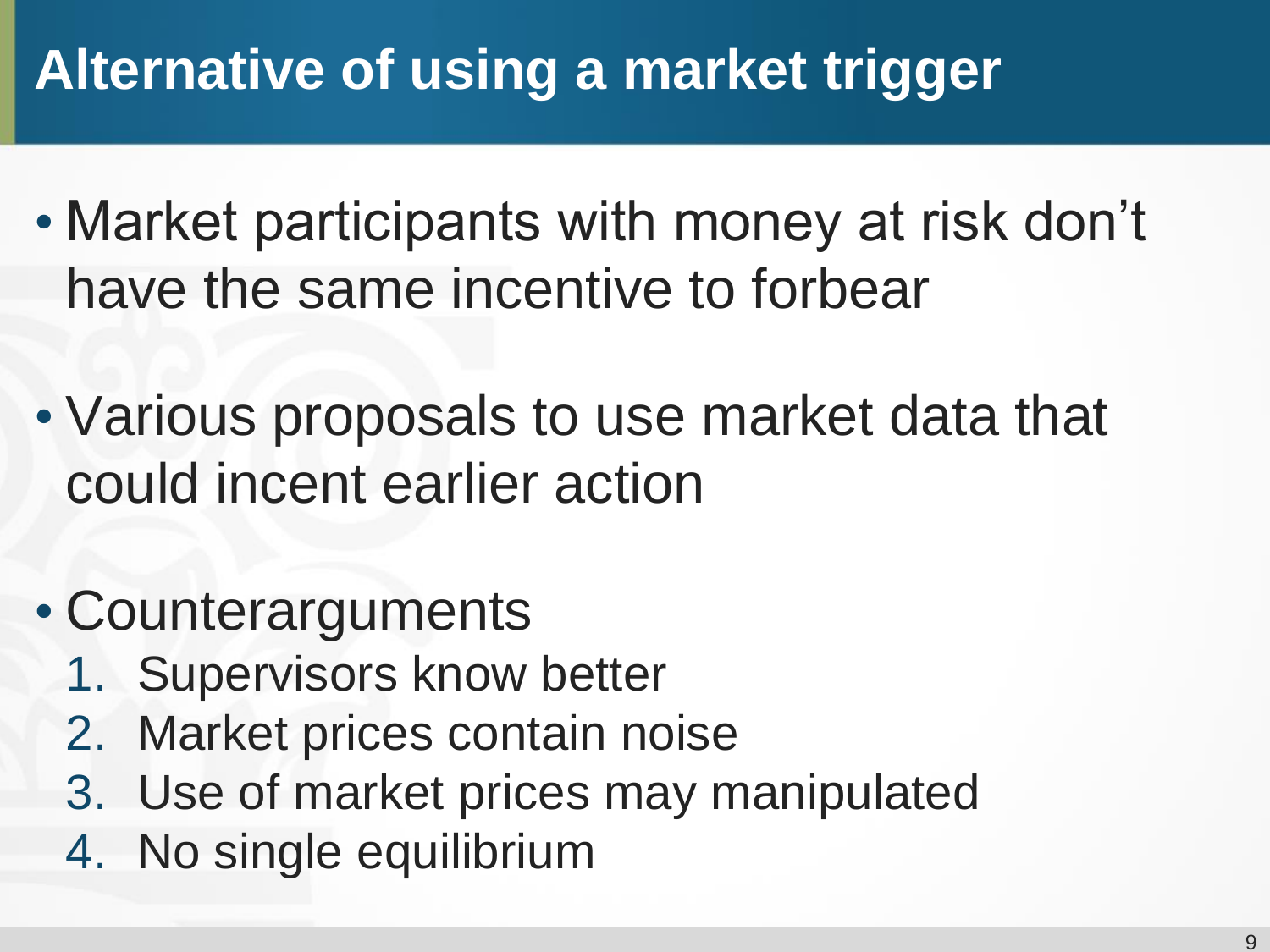# Alternative of using a market trigger

- Market participants with money at risk don't have the same incentive to forbear
- Various proposals to use market data that could incent earlier action
- Counterarguments
  1. Supervisors know better
  2. Market prices contain noise
  3. Use of market prices may manipulated
  4. No single equilibrium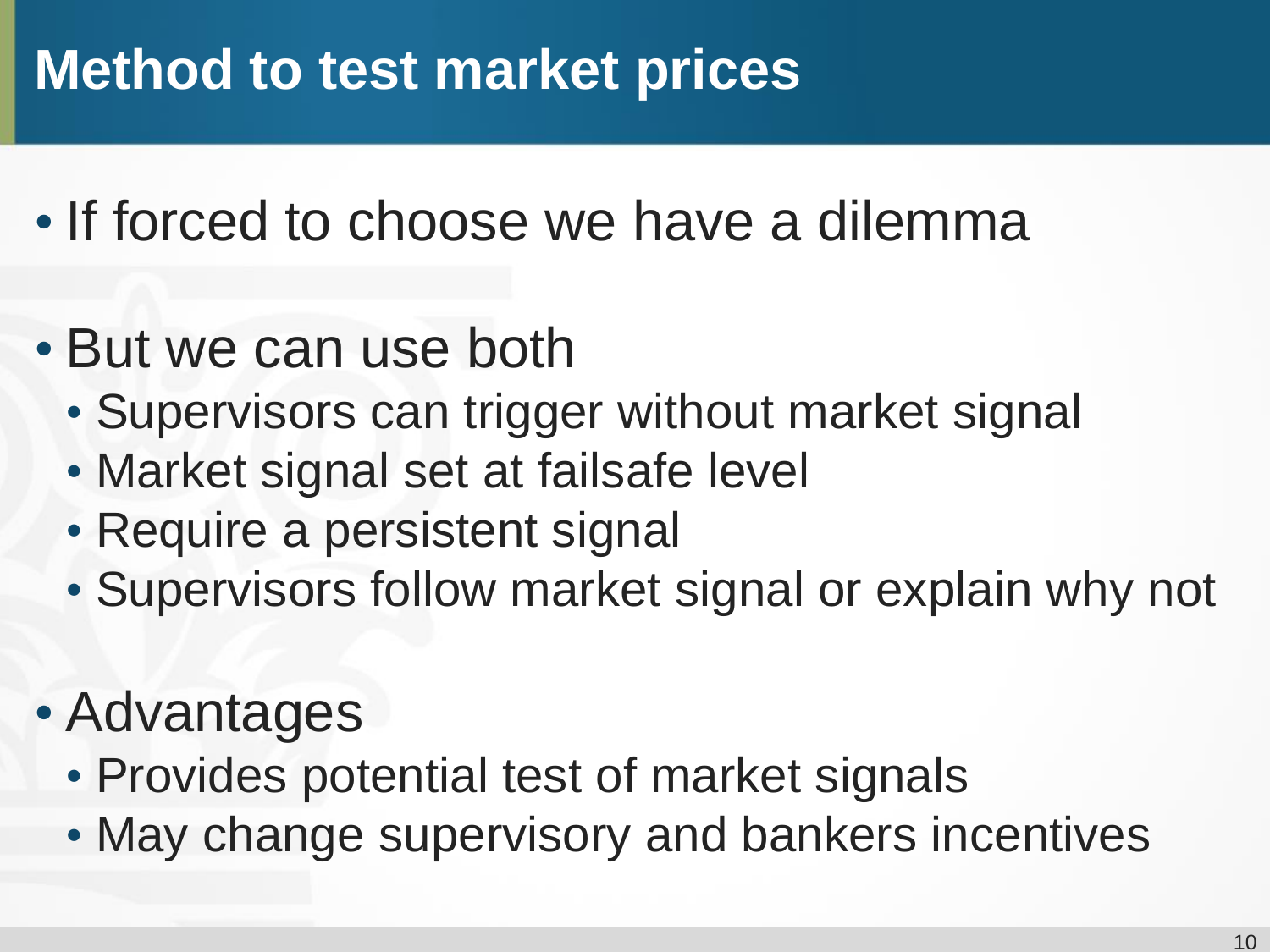# Method to test market prices

- If forced to choose we have a dilemma
- But we can use both
  - Supervisors can trigger without market signal
  - Market signal set at failsafe level
  - Require a persistent signal
  - Supervisors follow market signal or explain why not
- Advantages
  - Provides potential test of market signals
  - May change supervisory and bankers incentives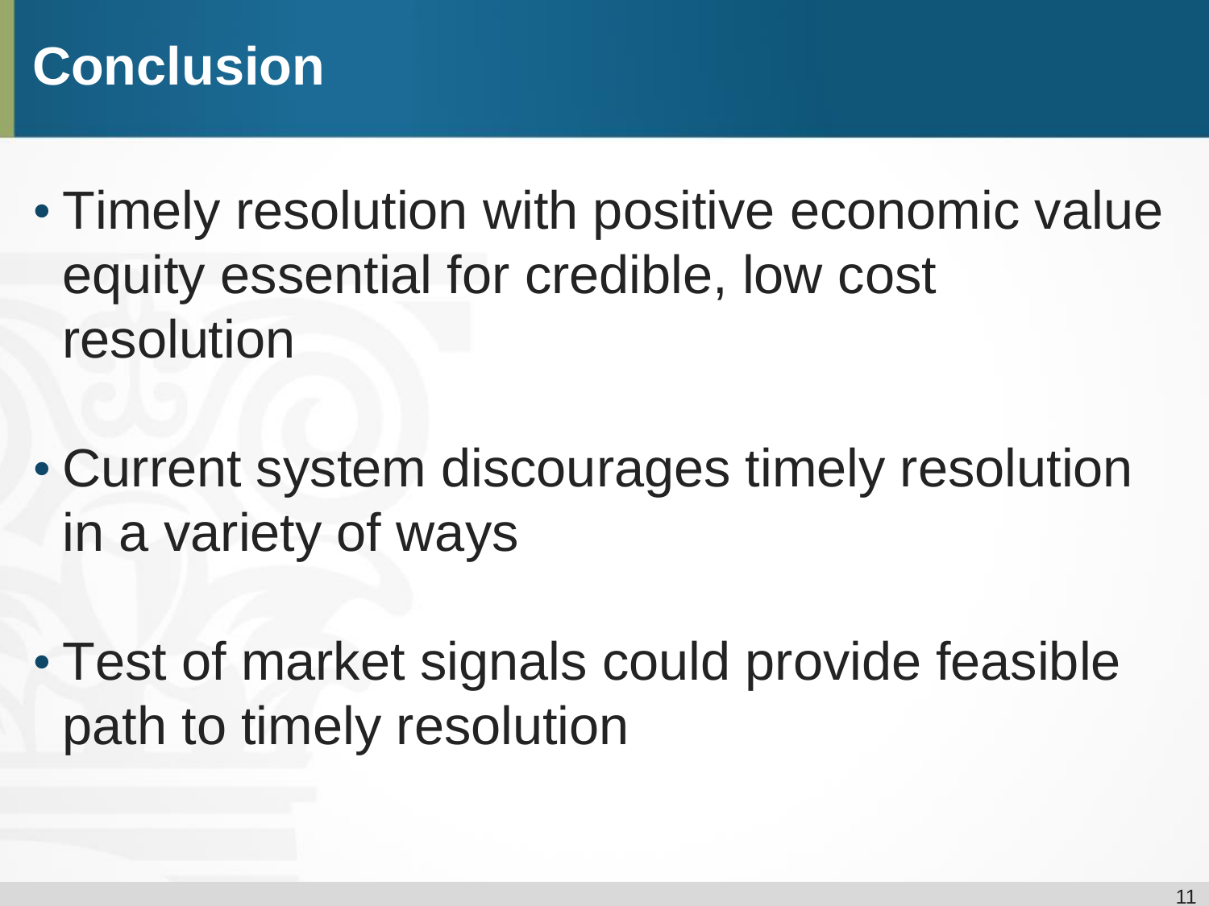# Conclusion

- Timely resolution with positive economic value equity essential for credible, low cost resolution

- Current system discourages timely resolution in a variety of ways

- Test of market signals could provide feasible path to timely resolution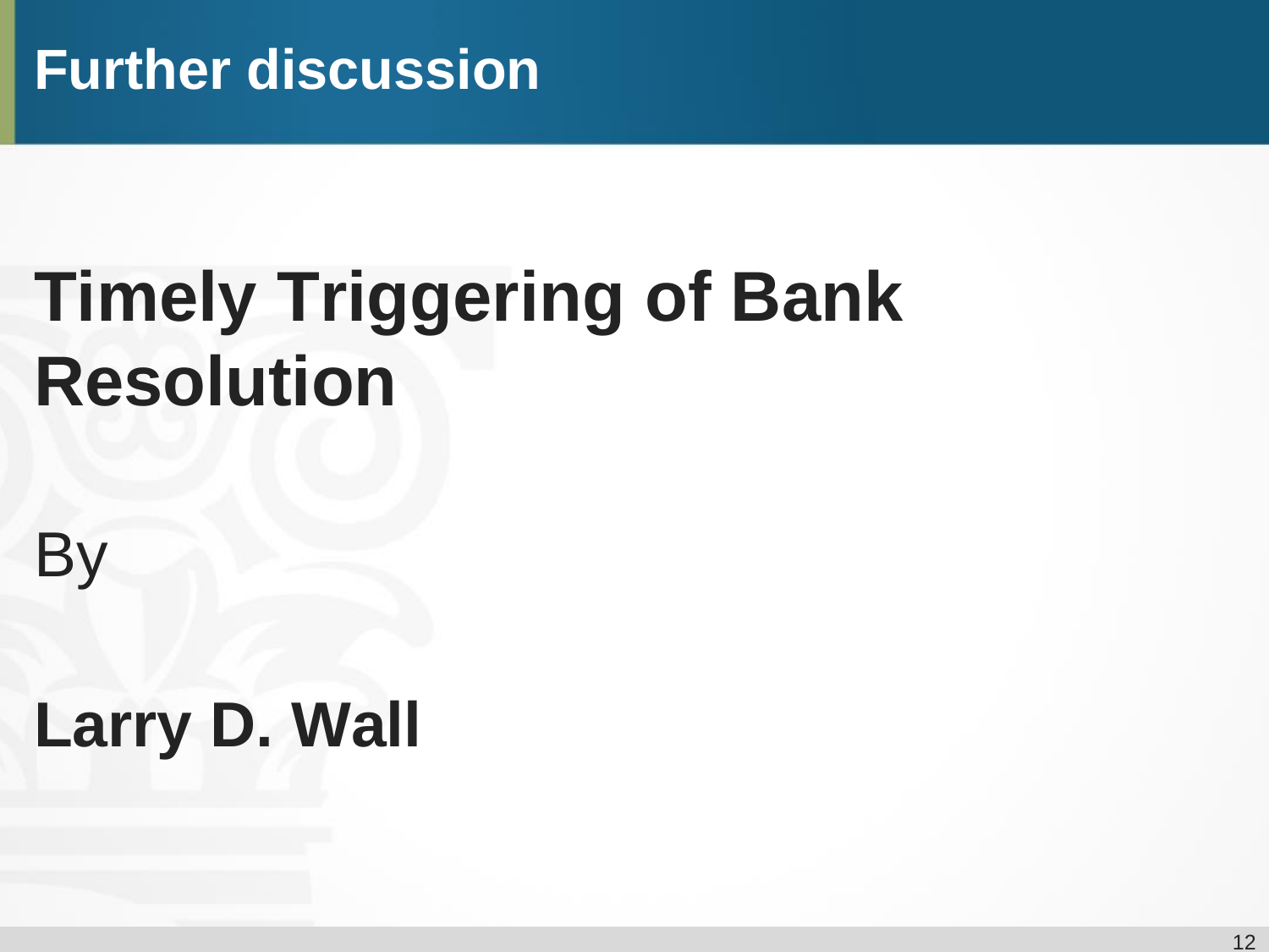# Further discussion

## Timely Triggering of Bank Resolution

By

**Larry D. Wall**